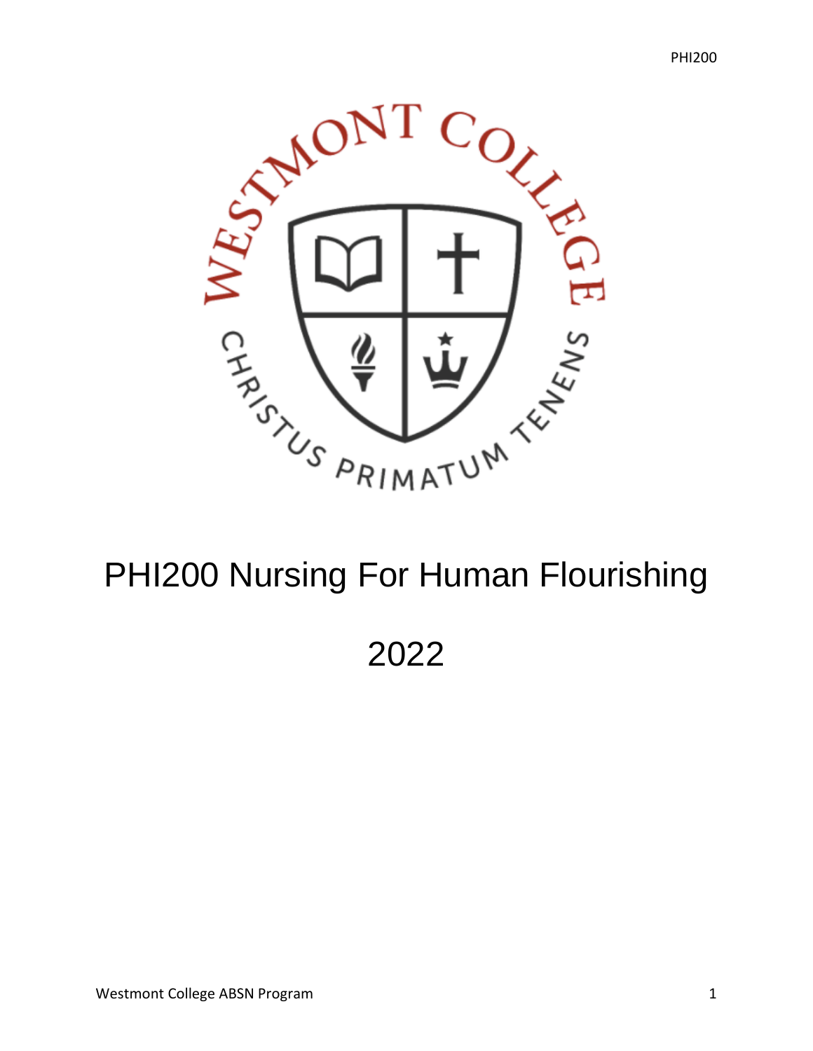# PHI200 Nursing For Human Flourishing

2022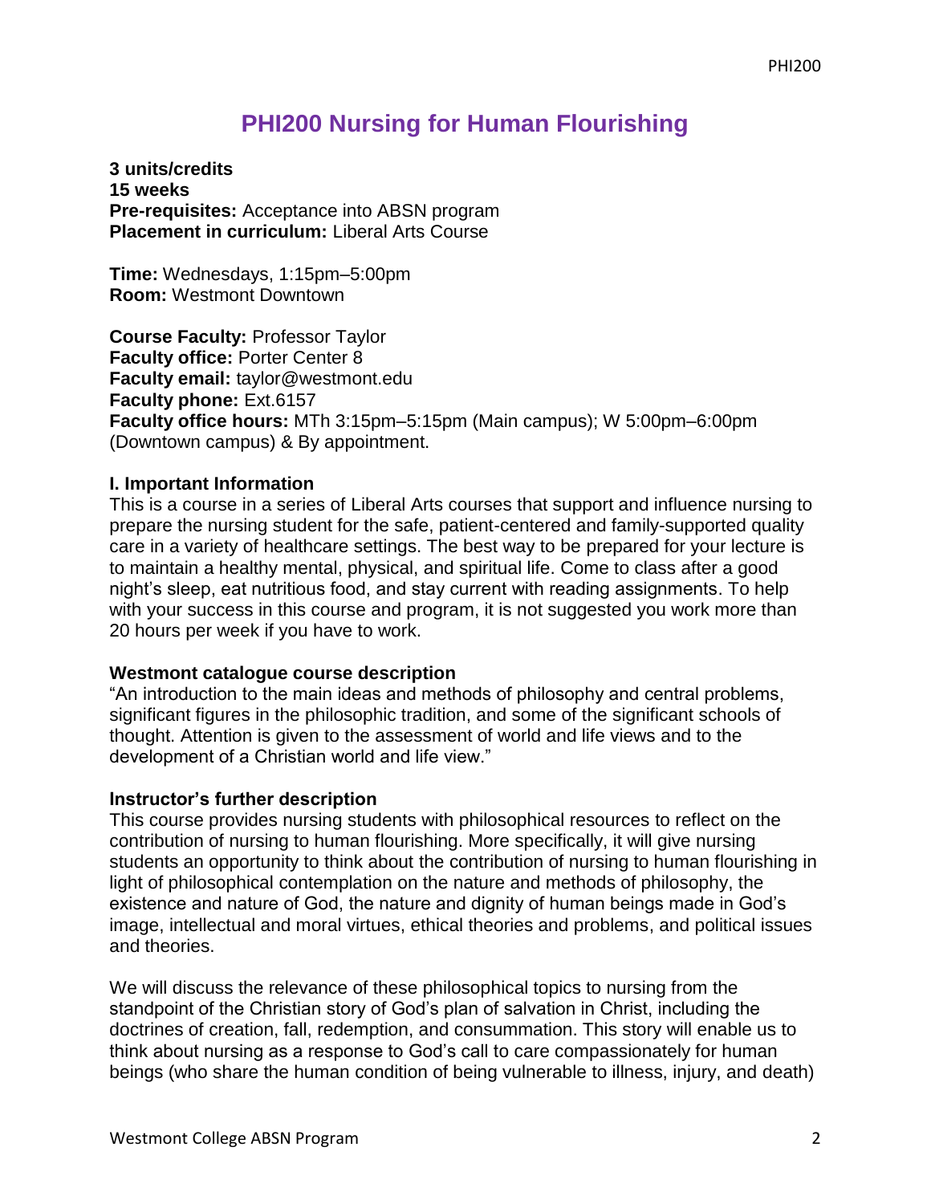# PHI200 Nursing for Human Flourishing

**3 units/credits**
**15 weeks**
**Pre-requisites:** Acceptance into ABSN program
**Placement in curriculum:** Liberal Arts Course

**Time:** Wednesdays, 1:15pm–5:00pm
**Room:** Westmont Downtown

**Course Faculty:** Professor Taylor
**Faculty office:** Porter Center 8
**Faculty email:** taylor@westmont.edu
**Faculty phone:** Ext.6157
**Faculty office hours:** MTh 3:15pm–5:15pm (Main campus); W 5:00pm–6:00pm (Downtown campus) & By appointment.

### I. Important Information

This is a course in a series of Liberal Arts courses that support and influence nursing to prepare the nursing student for the safe, patient-centered and family-supported quality care in a variety of healthcare settings. The best way to be prepared for your lecture is to maintain a healthy mental, physical, and spiritual life. Come to class after a good night's sleep, eat nutritious food, and stay current with reading assignments. To help with your success in this course and program, it is not suggested you work more than 20 hours per week if you have to work.

### Westmont catalogue course description

"An introduction to the main ideas and methods of philosophy and central problems, significant figures in the philosophic tradition, and some of the significant schools of thought. Attention is given to the assessment of world and life views and to the development of a Christian world and life view."

### Instructor's further description

This course provides nursing students with philosophical resources to reflect on the contribution of nursing to human flourishing. More specifically, it will give nursing students an opportunity to think about the contribution of nursing to human flourishing in light of philosophical contemplation on the nature and methods of philosophy, the existence and nature of God, the nature and dignity of human beings made in God's image, intellectual and moral virtues, ethical theories and problems, and political issues and theories.

We will discuss the relevance of these philosophical topics to nursing from the standpoint of the Christian story of God's plan of salvation in Christ, including the doctrines of creation, fall, redemption, and consummation. This story will enable us to think about nursing as a response to God's call to care compassionately for human beings (who share the human condition of being vulnerable to illness, injury, and death)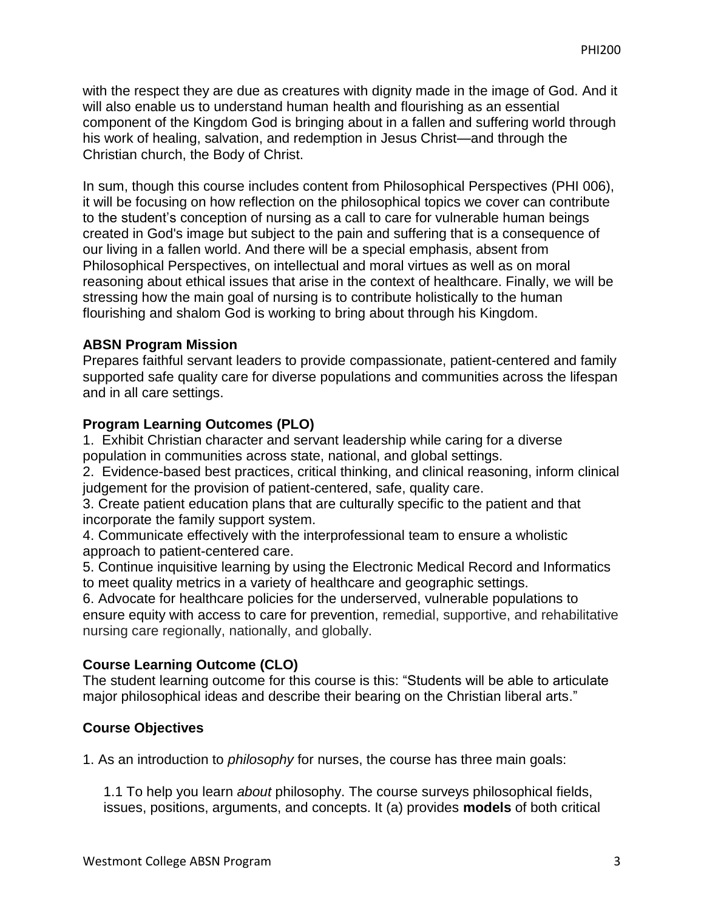with the respect they are due as creatures with dignity made in the image of God. And it will also enable us to understand human health and flourishing as an essential component of the Kingdom God is bringing about in a fallen and suffering world through his work of healing, salvation, and redemption in Jesus Christ—and through the Christian church, the Body of Christ.

In sum, though this course includes content from Philosophical Perspectives (PHI 006), it will be focusing on how reflection on the philosophical topics we cover can contribute to the student's conception of nursing as a call to care for vulnerable human beings created in God's image but subject to the pain and suffering that is a consequence of our living in a fallen world. And there will be a special emphasis, absent from Philosophical Perspectives, on intellectual and moral virtues as well as on moral reasoning about ethical issues that arise in the context of healthcare. Finally, we will be stressing how the main goal of nursing is to contribute holistically to the human flourishing and shalom God is working to bring about through his Kingdom.

**ABSN Program Mission**

Prepares faithful servant leaders to provide compassionate, patient-centered and family supported safe quality care for diverse populations and communities across the lifespan and in all care settings.

**Program Learning Outcomes (PLO)**

1. Exhibit Christian character and servant leadership while caring for a diverse population in communities across state, national, and global settings.
2. Evidence-based best practices, critical thinking, and clinical reasoning, inform clinical judgement for the provision of patient-centered, safe, quality care.
3. Create patient education plans that are culturally specific to the patient and that incorporate the family support system.
4. Communicate effectively with the interprofessional team to ensure a wholistic approach to patient-centered care.
5. Continue inquisitive learning by using the Electronic Medical Record and Informatics to meet quality metrics in a variety of healthcare and geographic settings.
6. Advocate for healthcare policies for the underserved, vulnerable populations to ensure equity with access to care for prevention, remedial, supportive, and rehabilitative nursing care regionally, nationally, and globally.

**Course Learning Outcome (CLO)**

The student learning outcome for this course is this: "Students will be able to articulate major philosophical ideas and describe their bearing on the Christian liberal arts."

**Course Objectives**

1. As an introduction to *philosophy* for nurses, the course has three main goals:

   1.1 To help you learn *about* philosophy. The course surveys philosophical fields, issues, positions, arguments, and concepts. It (a) provides **models** of both critical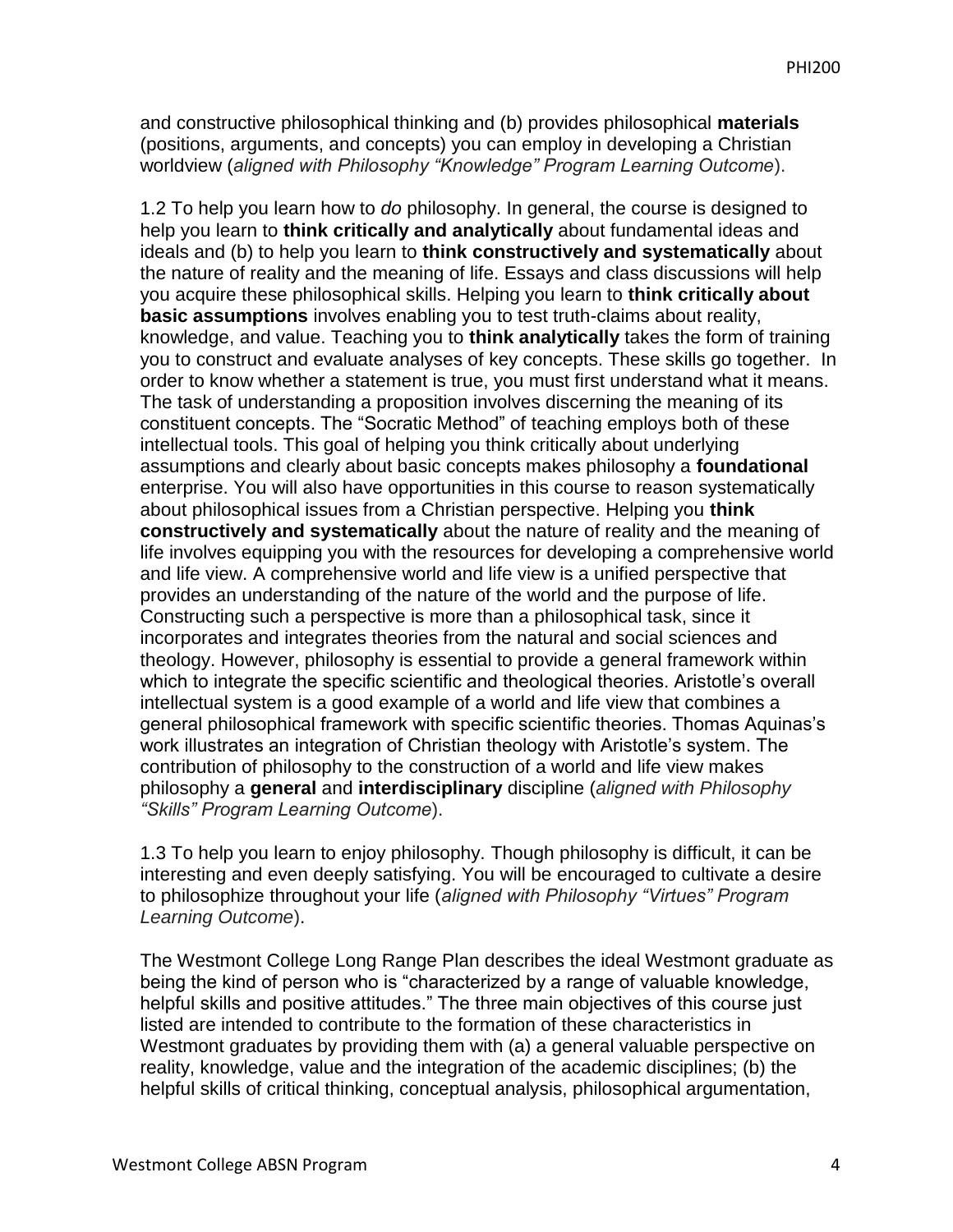and constructive philosophical thinking and (b) provides philosophical **materials** (positions, arguments, and concepts) you can employ in developing a Christian worldview (*aligned with Philosophy "Knowledge" Program Learning Outcome*).

1.2 To help you learn how to *do* philosophy. In general, the course is designed to help you learn to **think critically and analytically** about fundamental ideas and ideals and (b) to help you learn to **think constructively and systematically** about the nature of reality and the meaning of life. Essays and class discussions will help you acquire these philosophical skills. Helping you learn to **think critically about basic assumptions** involves enabling you to test truth-claims about reality, knowledge, and value. Teaching you to **think analytically** takes the form of training you to construct and evaluate analyses of key concepts. These skills go together. In order to know whether a statement is true, you must first understand what it means. The task of understanding a proposition involves discerning the meaning of its constituent concepts. The "Socratic Method" of teaching employs both of these intellectual tools. This goal of helping you think critically about underlying assumptions and clearly about basic concepts makes philosophy a **foundational** enterprise. You will also have opportunities in this course to reason systematically about philosophical issues from a Christian perspective. Helping you **think constructively and systematically** about the nature of reality and the meaning of life involves equipping you with the resources for developing a comprehensive world and life view. A comprehensive world and life view is a unified perspective that provides an understanding of the nature of the world and the purpose of life. Constructing such a perspective is more than a philosophical task, since it incorporates and integrates theories from the natural and social sciences and theology. However, philosophy is essential to provide a general framework within which to integrate the specific scientific and theological theories. Aristotle's overall intellectual system is a good example of a world and life view that combines a general philosophical framework with specific scientific theories. Thomas Aquinas's work illustrates an integration of Christian theology with Aristotle's system. The contribution of philosophy to the construction of a world and life view makes philosophy a **general** and **interdisciplinary** discipline (*aligned with Philosophy "Skills" Program Learning Outcome*).

1.3 To help you learn to enjoy philosophy. Though philosophy is difficult, it can be interesting and even deeply satisfying. You will be encouraged to cultivate a desire to philosophize throughout your life (*aligned with Philosophy "Virtues" Program Learning Outcome*).

The Westmont College Long Range Plan describes the ideal Westmont graduate as being the kind of person who is "characterized by a range of valuable knowledge, helpful skills and positive attitudes." The three main objectives of this course just listed are intended to contribute to the formation of these characteristics in Westmont graduates by providing them with (a) a general valuable perspective on reality, knowledge, value and the integration of the academic disciplines; (b) the helpful skills of critical thinking, conceptual analysis, philosophical argumentation,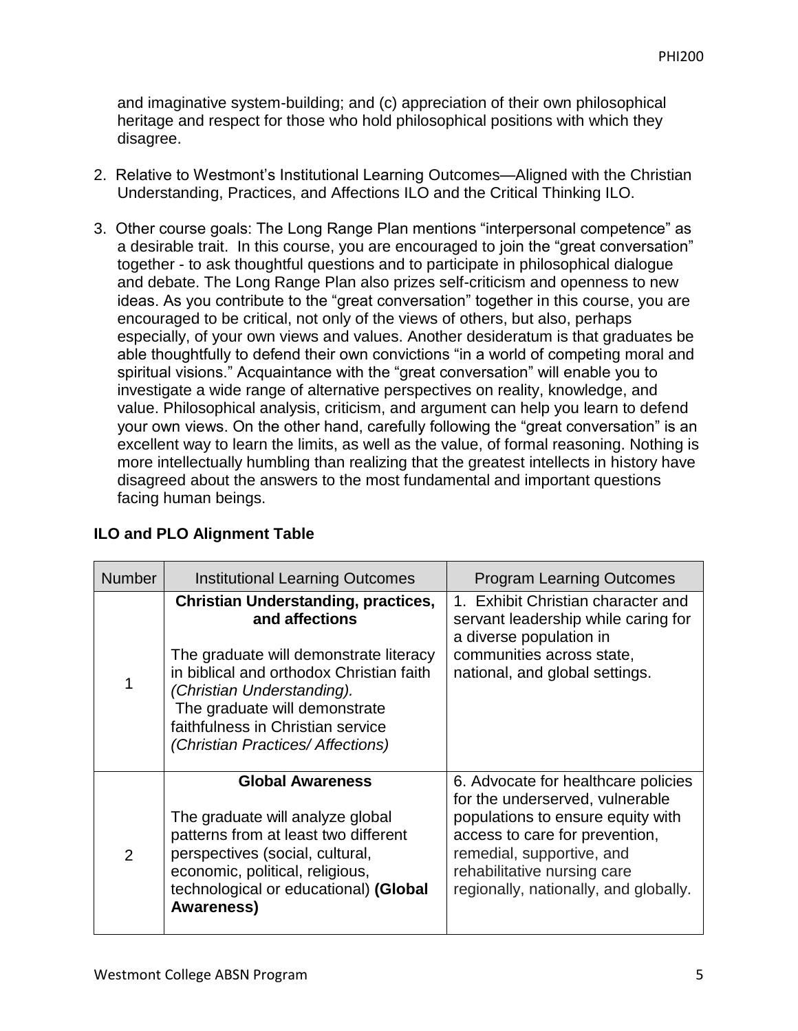and imaginative system-building; and (c) appreciation of their own philosophical heritage and respect for those who hold philosophical positions with which they disagree.

2. Relative to Westmont's Institutional Learning Outcomes—Aligned with the Christian Understanding, Practices, and Affections ILO and the Critical Thinking ILO.

3. Other course goals: The Long Range Plan mentions "interpersonal competence" as a desirable trait. In this course, you are encouraged to join the "great conversation" together - to ask thoughtful questions and to participate in philosophical dialogue and debate. The Long Range Plan also prizes self-criticism and openness to new ideas. As you contribute to the "great conversation" together in this course, you are encouraged to be critical, not only of the views of others, but also, perhaps especially, of your own views and values. Another desideratum is that graduates be able thoughtfully to defend their own convictions "in a world of competing moral and spiritual visions." Acquaintance with the "great conversation" will enable you to investigate a wide range of alternative perspectives on reality, knowledge, and value. Philosophical analysis, criticism, and argument can help you learn to defend your own views. On the other hand, carefully following the "great conversation" is an excellent way to learn the limits, as well as the value, of formal reasoning. Nothing is more intellectually humbling than realizing that the greatest intellects in history have disagreed about the answers to the most fundamental and important questions facing human beings.

**ILO and PLO Alignment Table**

| Number | Institutional Learning Outcomes | Program Learning Outcomes |
|---|---|---|
| 1 | **Christian Understanding, practices, and affections**<br><br>The graduate will demonstrate literacy in biblical and orthodox Christian faith *(Christian Understanding).*<br>The graduate will demonstrate faithfulness in Christian service *(Christian Practices/ Affections)* | 1. Exhibit Christian character and servant leadership while caring for a diverse population in communities across state, national, and global settings. |
| 2 | **Global Awareness**<br><br>The graduate will analyze global patterns from at least two different perspectives (social, cultural, economic, political, religious, technological or educational) **(Global Awareness)** | 6. Advocate for healthcare policies for the underserved, vulnerable populations to ensure equity with access to care for prevention, remedial, supportive, and rehabilitative nursing care regionally, nationally, and globally. |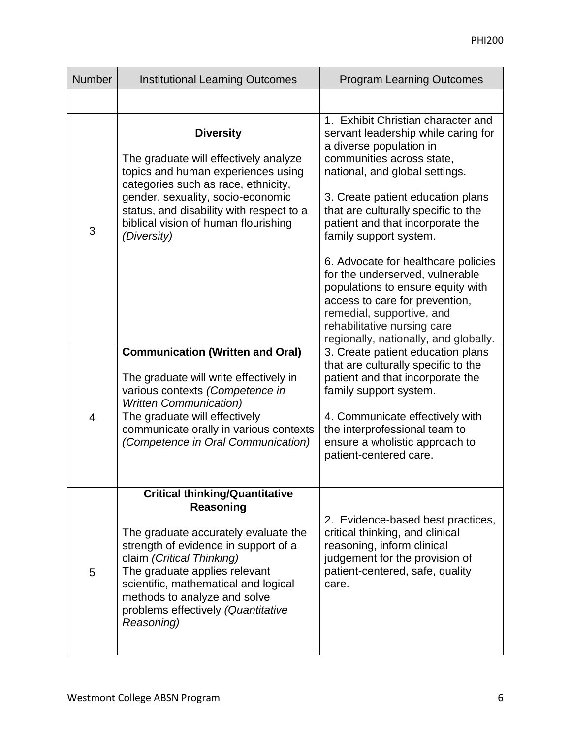| Number | Institutional Learning Outcomes | Program Learning Outcomes |
|---|---|---|
| | | |
| 3 | **Diversity**<br><br>The graduate will effectively analyze topics and human experiences using categories such as race, ethnicity, gender, sexuality, socio-economic status, and disability with respect to a biblical vision of human flourishing *(Diversity)* | 1. Exhibit Christian character and servant leadership while caring for a diverse population in communities across state, national, and global settings.<br><br>3. Create patient education plans that are culturally specific to the patient and that incorporate the family support system.<br><br>6. Advocate for healthcare policies for the underserved, vulnerable populations to ensure equity with access to care for prevention, remedial, supportive, and rehabilitative nursing care regionally, nationally, and globally. |
| 4 | **Communication (Written and Oral)**<br><br>The graduate will write effectively in various contexts *(Competence in Written Communication)*<br>The graduate will effectively communicate orally in various contexts *(Competence in Oral Communication)* | 3. Create patient education plans that are culturally specific to the patient and that incorporate the family support system.<br><br>4. Communicate effectively with the interprofessional team to ensure a wholistic approach to patient-centered care. |
| 5 | **Critical thinking/Quantitative Reasoning**<br><br>The graduate accurately evaluate the strength of evidence in support of a claim *(Critical Thinking)*<br>The graduate applies relevant scientific, mathematical and logical methods to analyze and solve problems effectively *(Quantitative Reasoning)* | 2. Evidence-based best practices, critical thinking, and clinical reasoning, inform clinical judgement for the provision of patient-centered, safe, quality care. |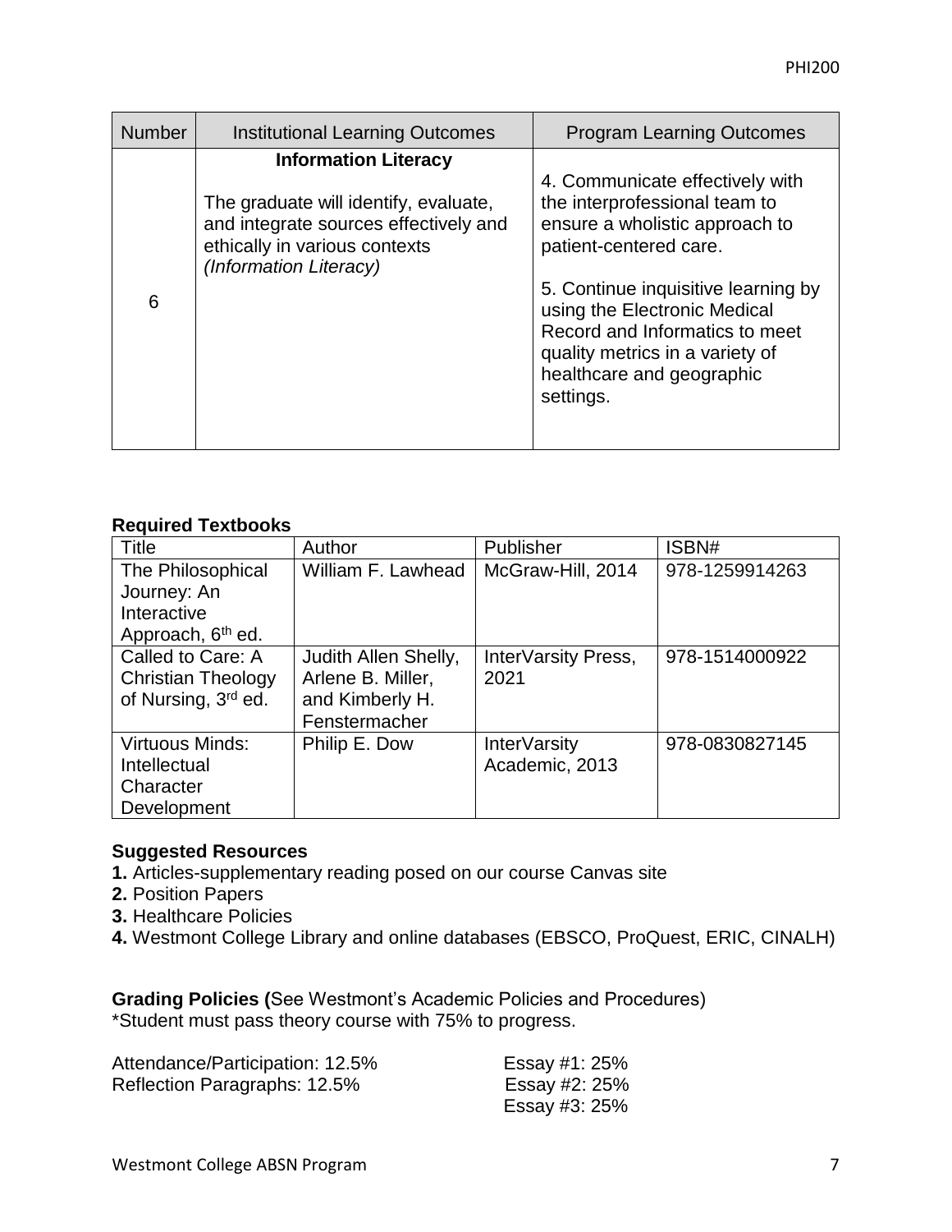| Number | Institutional Learning Outcomes | Program Learning Outcomes |
|---|---|---|
| 6 | **Information Literacy**<br><br>The graduate will identify, evaluate, and integrate sources effectively and ethically in various contexts *(Information Literacy)* | 4. Communicate effectively with the interprofessional team to ensure a wholistic approach to patient-centered care.<br><br>5. Continue inquisitive learning by using the Electronic Medical Record and Informatics to meet quality metrics in a variety of healthcare and geographic settings. |

**Required Textbooks**

| Title | Author | Publisher | ISBN# |
|---|---|---|---|
| The Philosophical Journey: An Interactive Approach, 6th ed. | William F. Lawhead | McGraw-Hill, 2014 | 978-1259914263 |
| Called to Care: A Christian Theology of Nursing, 3rd ed. | Judith Allen Shelly, Arlene B. Miller, and Kimberly H. Fenstermacher | InterVarsity Press, 2021 | 978-1514000922 |
| Virtuous Minds: Intellectual Character Development | Philip E. Dow | InterVarsity Academic, 2013 | 978-0830827145 |

**Suggested Resources**

**1.** Articles-supplementary reading posed on our course Canvas site
**2.** Position Papers
**3.** Healthcare Policies
**4.** Westmont College Library and online databases (EBSCO, ProQuest, ERIC, CINALH)

**Grading Policies (**See Westmont's Academic Policies and Procedures)
*Student must pass theory course with 75% to progress.

Attendance/Participation: 12.5%
Reflection Paragraphs: 12.5%
Essay #1: 25%
Essay #2: 25%
Essay #3: 25%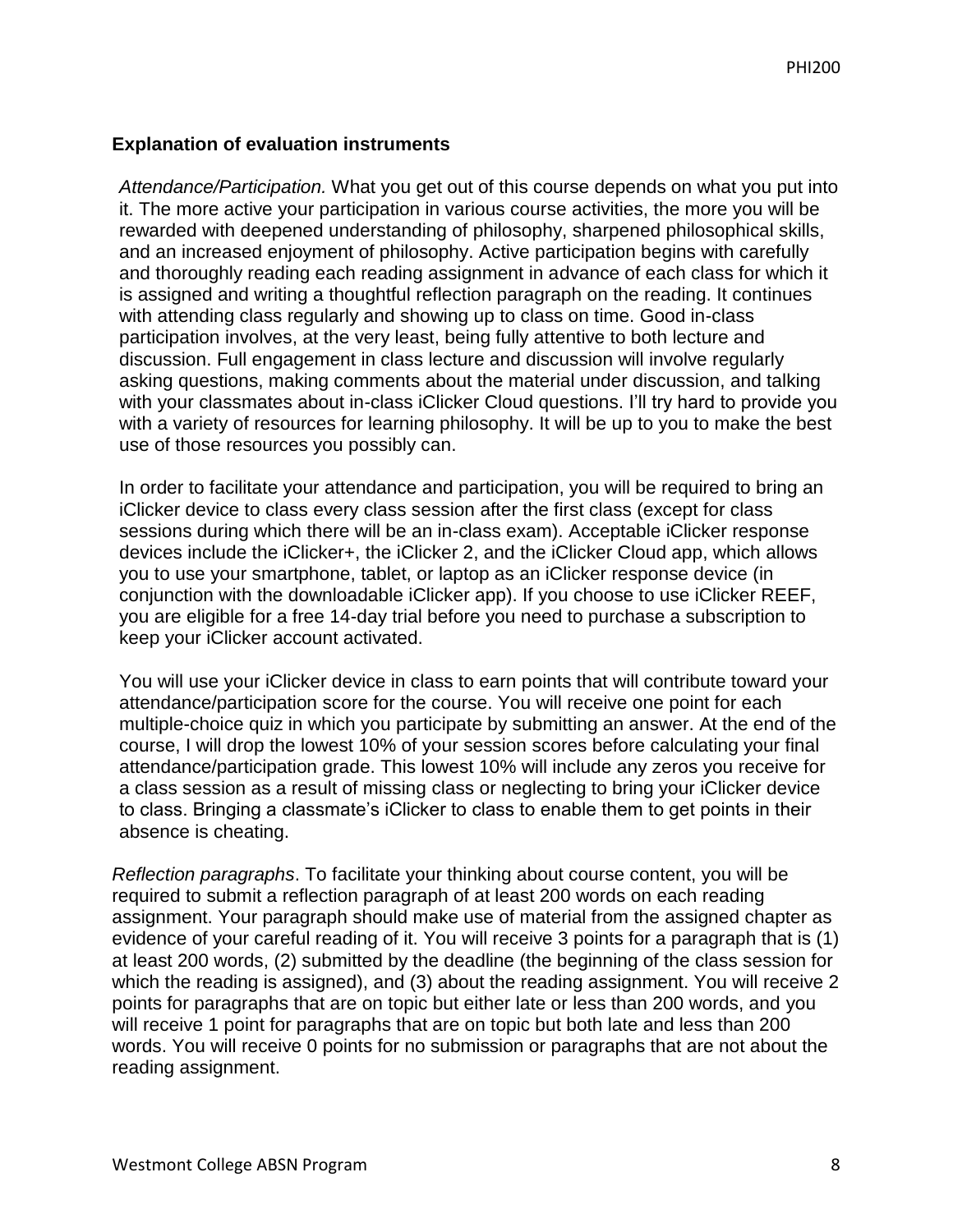**Explanation of evaluation instruments**

*Attendance/Participation.* What you get out of this course depends on what you put into it. The more active your participation in various course activities, the more you will be rewarded with deepened understanding of philosophy, sharpened philosophical skills, and an increased enjoyment of philosophy. Active participation begins with carefully and thoroughly reading each reading assignment in advance of each class for which it is assigned and writing a thoughtful reflection paragraph on the reading. It continues with attending class regularly and showing up to class on time. Good in-class participation involves, at the very least, being fully attentive to both lecture and discussion. Full engagement in class lecture and discussion will involve regularly asking questions, making comments about the material under discussion, and talking with your classmates about in-class iClicker Cloud questions. I'll try hard to provide you with a variety of resources for learning philosophy. It will be up to you to make the best use of those resources you possibly can.

In order to facilitate your attendance and participation, you will be required to bring an iClicker device to class every class session after the first class (except for class sessions during which there will be an in-class exam). Acceptable iClicker response devices include the iClicker+, the iClicker 2, and the iClicker Cloud app, which allows you to use your smartphone, tablet, or laptop as an iClicker response device (in conjunction with the downloadable iClicker app). If you choose to use iClicker REEF, you are eligible for a free 14-day trial before you need to purchase a subscription to keep your iClicker account activated.

You will use your iClicker device in class to earn points that will contribute toward your attendance/participation score for the course. You will receive one point for each multiple-choice quiz in which you participate by submitting an answer. At the end of the course, I will drop the lowest 10% of your session scores before calculating your final attendance/participation grade. This lowest 10% will include any zeros you receive for a class session as a result of missing class or neglecting to bring your iClicker device to class. Bringing a classmate's iClicker to class to enable them to get points in their absence is cheating.

*Reflection paragraphs*. To facilitate your thinking about course content, you will be required to submit a reflection paragraph of at least 200 words on each reading assignment. Your paragraph should make use of material from the assigned chapter as evidence of your careful reading of it. You will receive 3 points for a paragraph that is (1) at least 200 words, (2) submitted by the deadline (the beginning of the class session for which the reading is assigned), and (3) about the reading assignment. You will receive 2 points for paragraphs that are on topic but either late or less than 200 words, and you will receive 1 point for paragraphs that are on topic but both late and less than 200 words. You will receive 0 points for no submission or paragraphs that are not about the reading assignment.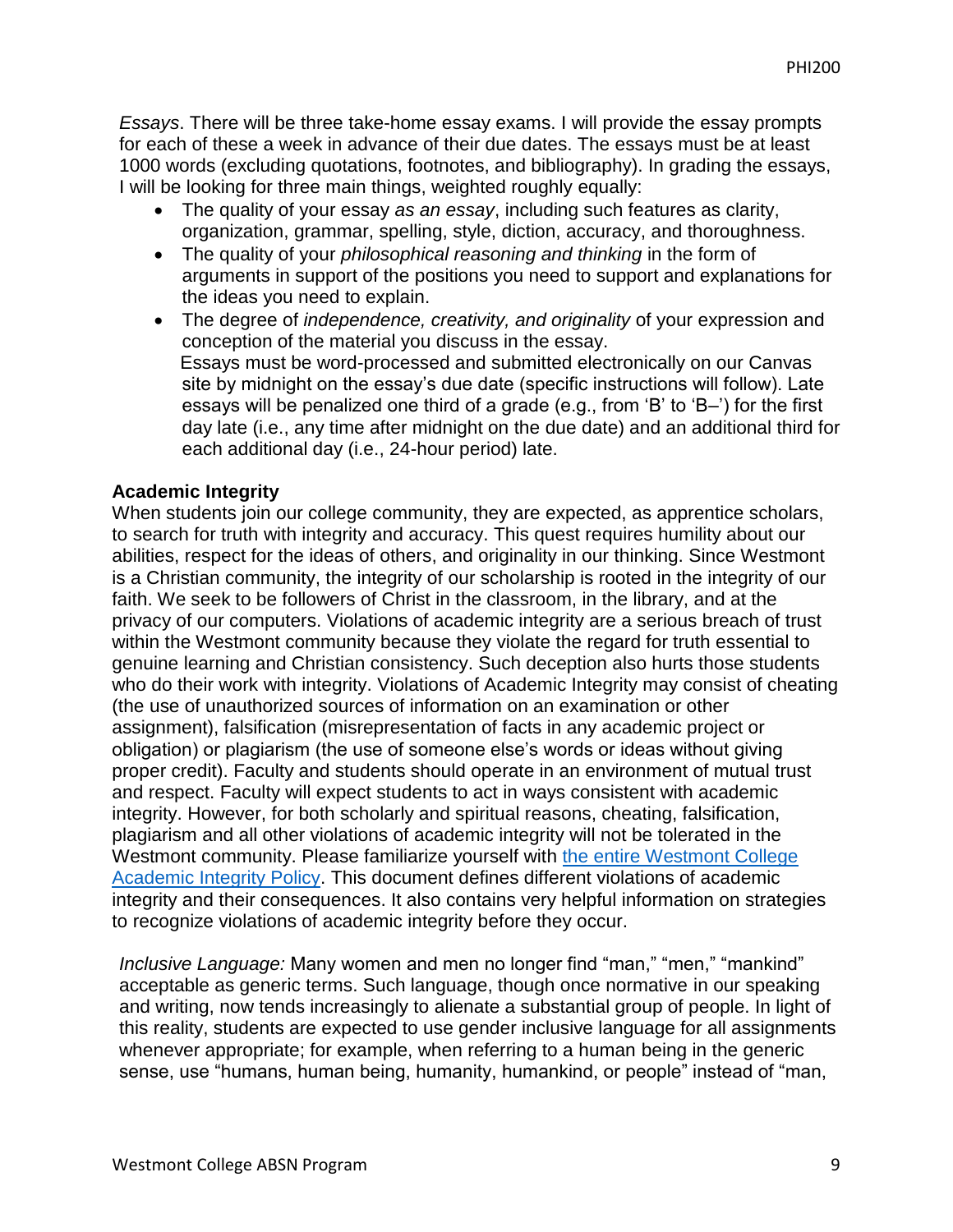*Essays*. There will be three take-home essay exams. I will provide the essay prompts for each of these a week in advance of their due dates. The essays must be at least 1000 words (excluding quotations, footnotes, and bibliography). In grading the essays, I will be looking for three main things, weighted roughly equally:

- The quality of your essay *as an essay*, including such features as clarity, organization, grammar, spelling, style, diction, accuracy, and thoroughness.
- The quality of your *philosophical reasoning and thinking* in the form of arguments in support of the positions you need to support and explanations for the ideas you need to explain.
- The degree of *independence, creativity, and originality* of your expression and conception of the material you discuss in the essay.

  Essays must be word-processed and submitted electronically on our Canvas site by midnight on the essay's due date (specific instructions will follow). Late essays will be penalized one third of a grade (e.g., from 'B' to 'B–') for the first day late (i.e., any time after midnight on the due date) and an additional third for each additional day (i.e., 24-hour period) late.

**Academic Integrity**

When students join our college community, they are expected, as apprentice scholars, to search for truth with integrity and accuracy. This quest requires humility about our abilities, respect for the ideas of others, and originality in our thinking. Since Westmont is a Christian community, the integrity of our scholarship is rooted in the integrity of our faith. We seek to be followers of Christ in the classroom, in the library, and at the privacy of our computers. Violations of academic integrity are a serious breach of trust within the Westmont community because they violate the regard for truth essential to genuine learning and Christian consistency. Such deception also hurts those students who do their work with integrity. Violations of Academic Integrity may consist of cheating (the use of unauthorized sources of information on an examination or other assignment), falsification (misrepresentation of facts in any academic project or obligation) or plagiarism (the use of someone else's words or ideas without giving proper credit). Faculty and students should operate in an environment of mutual trust and respect. Faculty will expect students to act in ways consistent with academic integrity. However, for both scholarly and spiritual reasons, cheating, falsification, plagiarism and all other violations of academic integrity will not be tolerated in the Westmont community. Please familiarize yourself with the entire Westmont College Academic Integrity Policy. This document defines different violations of academic integrity and their consequences. It also contains very helpful information on strategies to recognize violations of academic integrity before they occur.

*Inclusive Language:* Many women and men no longer find "man," "men," "mankind" acceptable as generic terms. Such language, though once normative in our speaking and writing, now tends increasingly to alienate a substantial group of people. In light of this reality, students are expected to use gender inclusive language for all assignments whenever appropriate; for example, when referring to a human being in the generic sense, use "humans, human being, humanity, humankind, or people" instead of "man,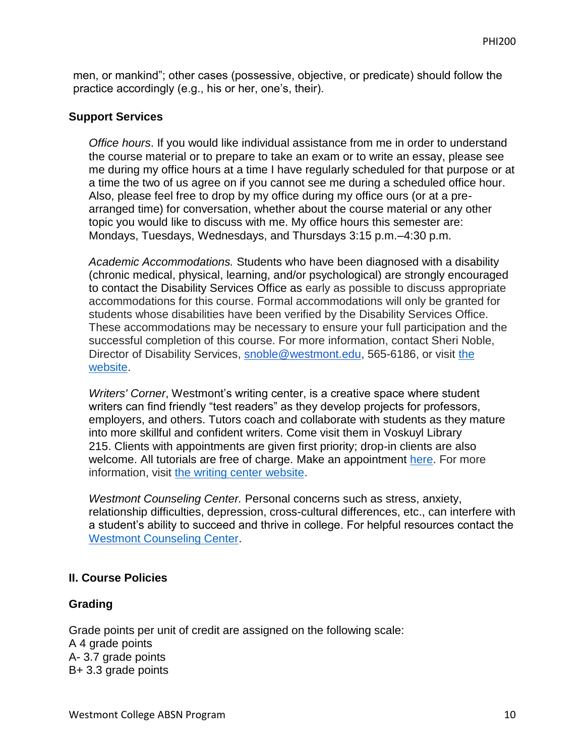men, or mankind"; other cases (possessive, objective, or predicate) should follow the practice accordingly (e.g., his or her, one's, their).

### Support Services

*Office hours*. If you would like individual assistance from me in order to understand the course material or to prepare to take an exam or to write an essay, please see me during my office hours at a time I have regularly scheduled for that purpose or at a time the two of us agree on if you cannot see me during a scheduled office hour. Also, please feel free to drop by my office during my office ours (or at a pre-arranged time) for conversation, whether about the course material or any other topic you would like to discuss with me. My office hours this semester are: Mondays, Tuesdays, Wednesdays, and Thursdays 3:15 p.m.–4:30 p.m.

*Academic Accommodations.* Students who have been diagnosed with a disability (chronic medical, physical, learning, and/or psychological) are strongly encouraged to contact the Disability Services Office as early as possible to discuss appropriate accommodations for this course. Formal accommodations will only be granted for students whose disabilities have been verified by the Disability Services Office. These accommodations may be necessary to ensure your full participation and the successful completion of this course. For more information, contact Sheri Noble, Director of Disability Services, snoble@westmont.edu, 565-6186, or visit the website.

*Writers' Corner*, Westmont's writing center, is a creative space where student writers can find friendly "test readers" as they develop projects for professors, employers, and others. Tutors coach and collaborate with students as they mature into more skillful and confident writers. Come visit them in Voskuyl Library 215. Clients with appointments are given first priority; drop-in clients are also welcome. All tutorials are free of charge. Make an appointment here. For more information, visit the writing center website.

*Westmont Counseling Center.* Personal concerns such as stress, anxiety, relationship difficulties, depression, cross-cultural differences, etc., can interfere with a student's ability to succeed and thrive in college. For helpful resources contact the Westmont Counseling Center.

## II. Course Policies

### Grading

Grade points per unit of credit are assigned on the following scale:
A 4 grade points
A- 3.7 grade points
B+ 3.3 grade points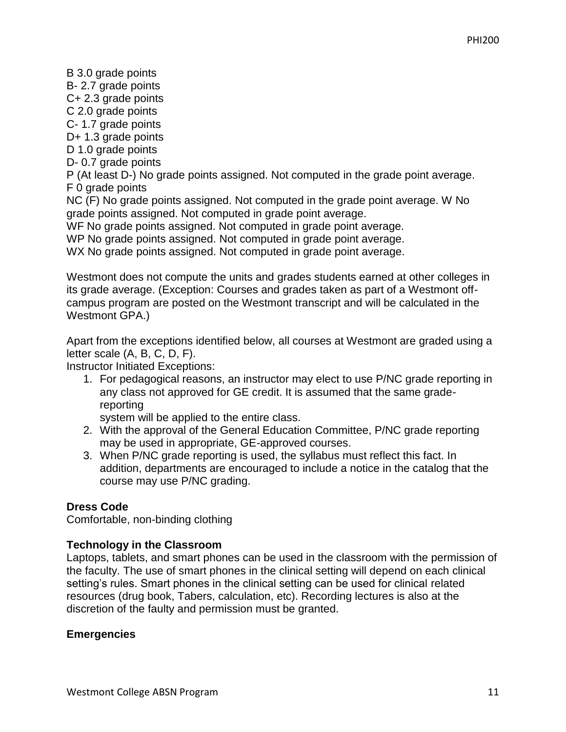B 3.0 grade points
B- 2.7 grade points
C+ 2.3 grade points
C 2.0 grade points
C- 1.7 grade points
D+ 1.3 grade points
D 1.0 grade points
D- 0.7 grade points
P (At least D-) No grade points assigned. Not computed in the grade point average.
F 0 grade points
NC (F) No grade points assigned. Not computed in the grade point average. W No grade points assigned. Not computed in grade point average.
WF No grade points assigned. Not computed in grade point average.
WP No grade points assigned. Not computed in grade point average.
WX No grade points assigned. Not computed in grade point average.

Westmont does not compute the units and grades students earned at other colleges in its grade average. (Exception: Courses and grades taken as part of a Westmont off-campus program are posted on the Westmont transcript and will be calculated in the Westmont GPA.)

Apart from the exceptions identified below, all courses at Westmont are graded using a letter scale (A, B, C, D, F).
Instructor Initiated Exceptions:

1. For pedagogical reasons, an instructor may elect to use P/NC grade reporting in any class not approved for GE credit. It is assumed that the same grade-reporting system will be applied to the entire class.
2. With the approval of the General Education Committee, P/NC grade reporting may be used in appropriate, GE-approved courses.
3. When P/NC grade reporting is used, the syllabus must reflect this fact. In addition, departments are encouraged to include a notice in the catalog that the course may use P/NC grading.

**Dress Code**
Comfortable, non-binding clothing

**Technology in the Classroom**
Laptops, tablets, and smart phones can be used in the classroom with the permission of the faculty. The use of smart phones in the clinical setting will depend on each clinical setting's rules. Smart phones in the clinical setting can be used for clinical related resources (drug book, Tabers, calculation, etc). Recording lectures is also at the discretion of the faulty and permission must be granted.

**Emergencies**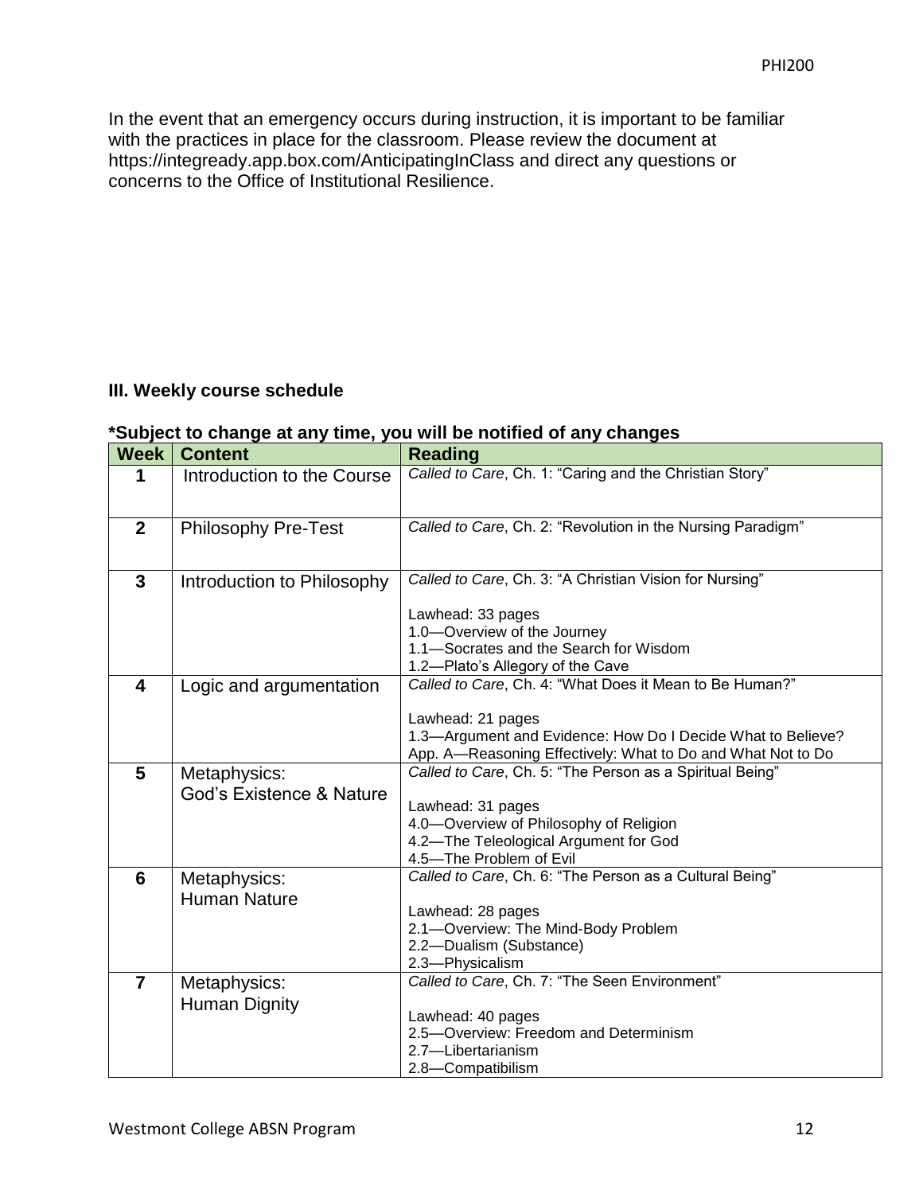In the event that an emergency occurs during instruction, it is important to be familiar with the practices in place for the classroom. Please review the document at https://integready.app.box.com/AnticipatingInClass and direct any questions or concerns to the Office of Institutional Resilience.

### III. Weekly course schedule

**\*Subject to change at any time, you will be notified of any changes**

| Week | Content | Reading |
|---|---|---|
| **1** | Introduction to the Course | *Called to Care*, Ch. 1: "Caring and the Christian Story" |
| **2** | Philosophy Pre-Test | *Called to Care*, Ch. 2: "Revolution in the Nursing Paradigm" |
| **3** | Introduction to Philosophy | *Called to Care*, Ch. 3: "A Christian Vision for Nursing"<br><br>Lawhead: 33 pages<br>1.0—Overview of the Journey<br>1.1—Socrates and the Search for Wisdom<br>1.2—Plato's Allegory of the Cave |
| **4** | Logic and argumentation | *Called to Care*, Ch. 4: "What Does it Mean to Be Human?"<br><br>Lawhead: 21 pages<br>1.3—Argument and Evidence: How Do I Decide What to Believe?<br>App. A—Reasoning Effectively: What to Do and What Not to Do |
| **5** | Metaphysics:<br>God's Existence & Nature | *Called to Care*, Ch. 5: "The Person as a Spiritual Being"<br><br>Lawhead: 31 pages<br>4.0—Overview of Philosophy of Religion<br>4.2—The Teleological Argument for God<br>4.5—The Problem of Evil |
| **6** | Metaphysics:<br>Human Nature | *Called to Care*, Ch. 6: "The Person as a Cultural Being"<br><br>Lawhead: 28 pages<br>2.1—Overview: The Mind-Body Problem<br>2.2—Dualism (Substance)<br>2.3—Physicalism |
| **7** | Metaphysics:<br>Human Dignity | *Called to Care*, Ch. 7: "The Seen Environment"<br><br>Lawhead: 40 pages<br>2.5—Overview: Freedom and Determinism<br>2.7—Libertarianism<br>2.8—Compatibilism |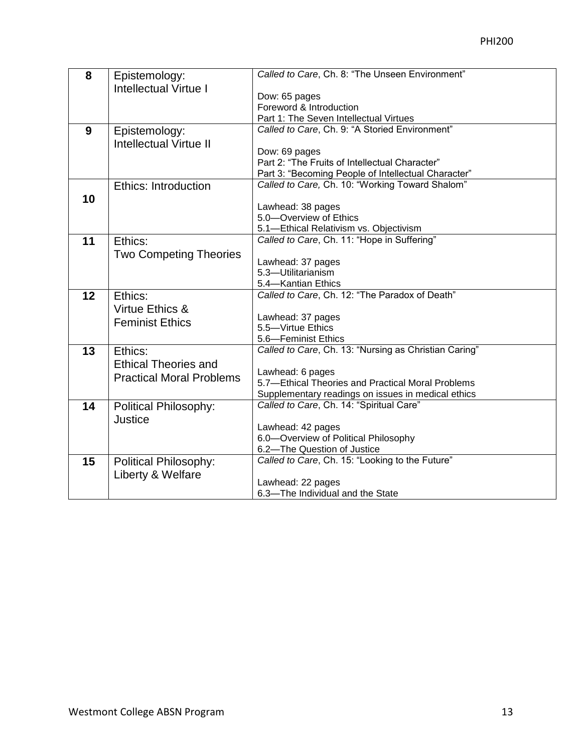| | | |
|---|---|---|
| **8** | Epistemology: Intellectual Virtue I | *Called to Care*, Ch. 8: "The Unseen Environment"<br><br>Dow: 65 pages<br>Foreword & Introduction<br>Part 1: The Seven Intellectual Virtues |
| **9** | Epistemology: Intellectual Virtue II | *Called to Care*, Ch. 9: "A Storied Environment"<br><br>Dow: 69 pages<br>Part 2: "The Fruits of Intellectual Character"<br>Part 3: "Becoming People of Intellectual Character" |
| **10** | Ethics: Introduction | *Called to Care,* Ch. 10: "Working Toward Shalom"<br><br>Lawhead: 38 pages<br>5.0—Overview of Ethics<br>5.1—Ethical Relativism vs. Objectivism |
| **11** | Ethics: Two Competing Theories | *Called to Care*, Ch. 11: "Hope in Suffering"<br><br>Lawhead: 37 pages<br>5.3—Utilitarianism<br>5.4—Kantian Ethics |
| **12** | Ethics: Virtue Ethics & Feminist Ethics | *Called to Care*, Ch. 12: "The Paradox of Death"<br><br>Lawhead: 37 pages<br>5.5—Virtue Ethics<br>5.6—Feminist Ethics |
| **13** | Ethics: Ethical Theories and Practical Moral Problems | *Called to Care*, Ch. 13: "Nursing as Christian Caring"<br><br>Lawhead: 6 pages<br>5.7—Ethical Theories and Practical Moral Problems<br>Supplementary readings on issues in medical ethics |
| **14** | Political Philosophy: Justice | *Called to Care*, Ch. 14: "Spiritual Care"<br><br>Lawhead: 42 pages<br>6.0—Overview of Political Philosophy<br>6.2—The Question of Justice |
| **15** | Political Philosophy: Liberty & Welfare | *Called to Care*, Ch. 15: "Looking to the Future"<br><br>Lawhead: 22 pages<br>6.3—The Individual and the State |